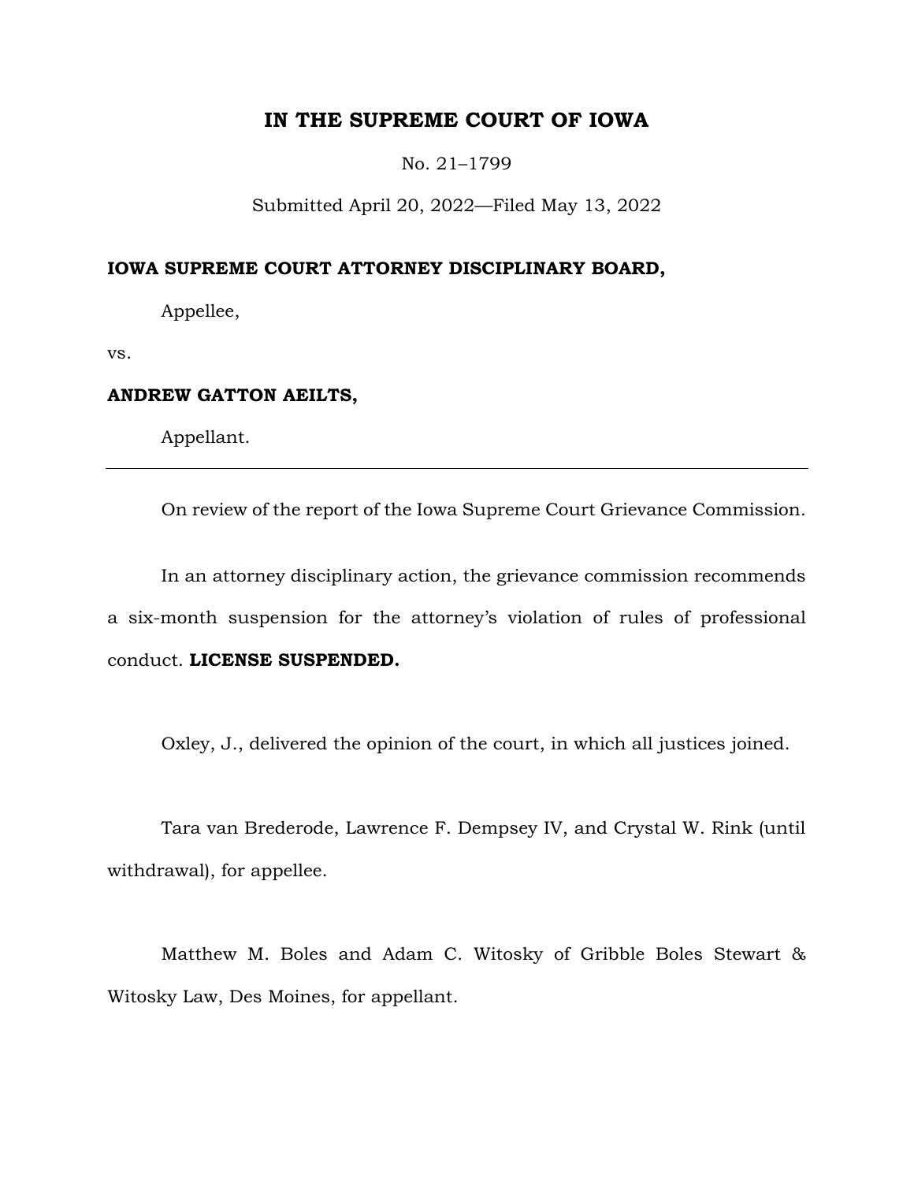# IN THE SUPREME COURT OF IOWA

No. 21–1799

Submitted April 20, 2022—Filed May 13, 2022

**IOWA SUPREME COURT ATTORNEY DISCIPLINARY BOARD,**

Appellee,

vs.

**ANDREW GATTON AEILTS,**

Appellant.

---

On review of the report of the Iowa Supreme Court Grievance Commission.

In an attorney disciplinary action, the grievance commission recommends a six-month suspension for the attorney's violation of rules of professional conduct. **LICENSE SUSPENDED.**

Oxley, J., delivered the opinion of the court, in which all justices joined.

Tara van Brederode, Lawrence F. Dempsey IV, and Crystal W. Rink (until withdrawal), for appellee.

Matthew M. Boles and Adam C. Witosky of Gribble Boles Stewart & Witosky Law, Des Moines, for appellant.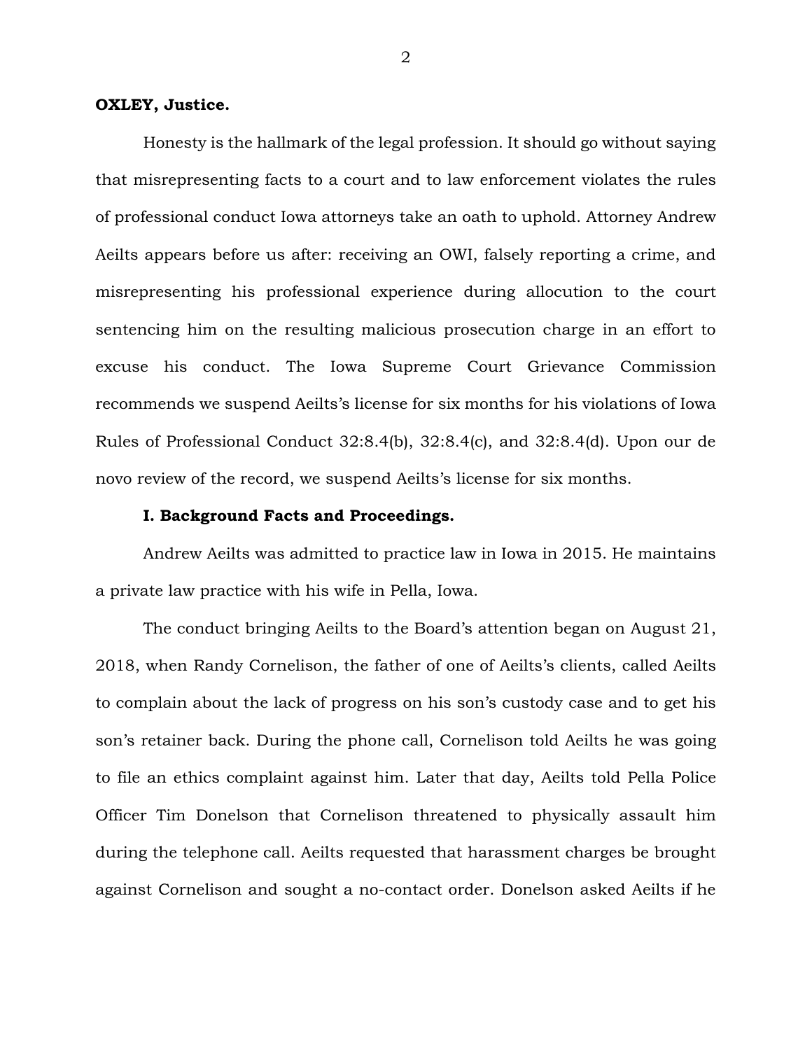**OXLEY, Justice.**

Honesty is the hallmark of the legal profession. It should go without saying that misrepresenting facts to a court and to law enforcement violates the rules of professional conduct Iowa attorneys take an oath to uphold. Attorney Andrew Aeilts appears before us after: receiving an OWI, falsely reporting a crime, and misrepresenting his professional experience during allocution to the court sentencing him on the resulting malicious prosecution charge in an effort to excuse his conduct. The Iowa Supreme Court Grievance Commission recommends we suspend Aeilts's license for six months for his violations of Iowa Rules of Professional Conduct 32:8.4(b), 32:8.4(c), and 32:8.4(d). Upon our de novo review of the record, we suspend Aeilts's license for six months.

**I. Background Facts and Proceedings.**

Andrew Aeilts was admitted to practice law in Iowa in 2015. He maintains a private law practice with his wife in Pella, Iowa.

The conduct bringing Aeilts to the Board's attention began on August 21, 2018, when Randy Cornelison, the father of one of Aeilts's clients, called Aeilts to complain about the lack of progress on his son's custody case and to get his son's retainer back. During the phone call, Cornelison told Aeilts he was going to file an ethics complaint against him. Later that day, Aeilts told Pella Police Officer Tim Donelson that Cornelison threatened to physically assault him during the telephone call. Aeilts requested that harassment charges be brought against Cornelison and sought a no-contact order. Donelson asked Aeilts if he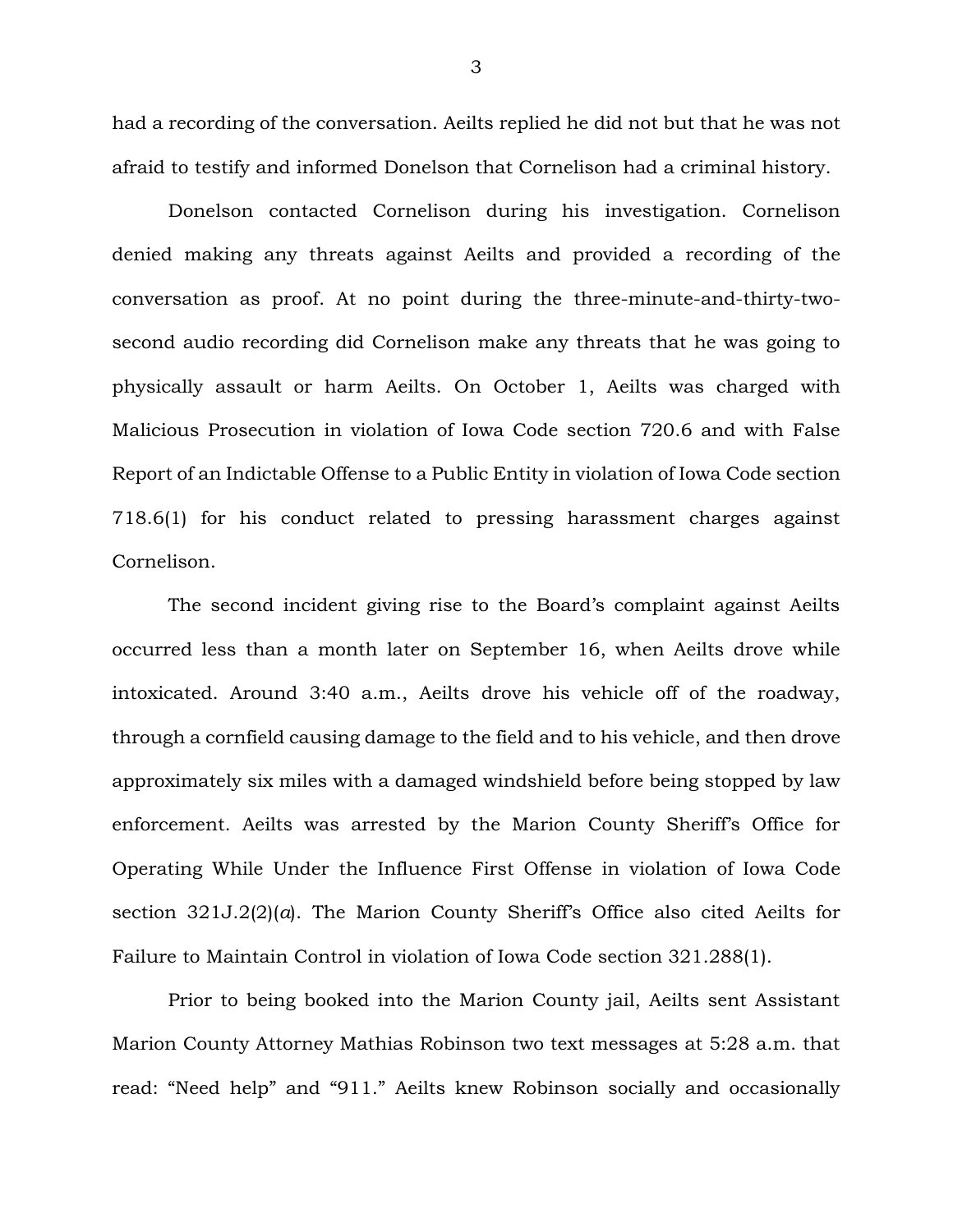had a recording of the conversation. Aeilts replied he did not but that he was not afraid to testify and informed Donelson that Cornelison had a criminal history.

Donelson contacted Cornelison during his investigation. Cornelison denied making any threats against Aeilts and provided a recording of the conversation as proof. At no point during the three-minute-and-thirty-two-second audio recording did Cornelison make any threats that he was going to physically assault or harm Aeilts. On October 1, Aeilts was charged with Malicious Prosecution in violation of Iowa Code section 720.6 and with False Report of an Indictable Offense to a Public Entity in violation of Iowa Code section 718.6(1) for his conduct related to pressing harassment charges against Cornelison.

The second incident giving rise to the Board's complaint against Aeilts occurred less than a month later on September 16, when Aeilts drove while intoxicated. Around 3:40 a.m., Aeilts drove his vehicle off of the roadway, through a cornfield causing damage to the field and to his vehicle, and then drove approximately six miles with a damaged windshield before being stopped by law enforcement. Aeilts was arrested by the Marion County Sheriff's Office for Operating While Under the Influence First Offense in violation of Iowa Code section 321J.2(2)(*a*). The Marion County Sheriff's Office also cited Aeilts for Failure to Maintain Control in violation of Iowa Code section 321.288(1).

Prior to being booked into the Marion County jail, Aeilts sent Assistant Marion County Attorney Mathias Robinson two text messages at 5:28 a.m. that read: "Need help" and "911." Aeilts knew Robinson socially and occasionally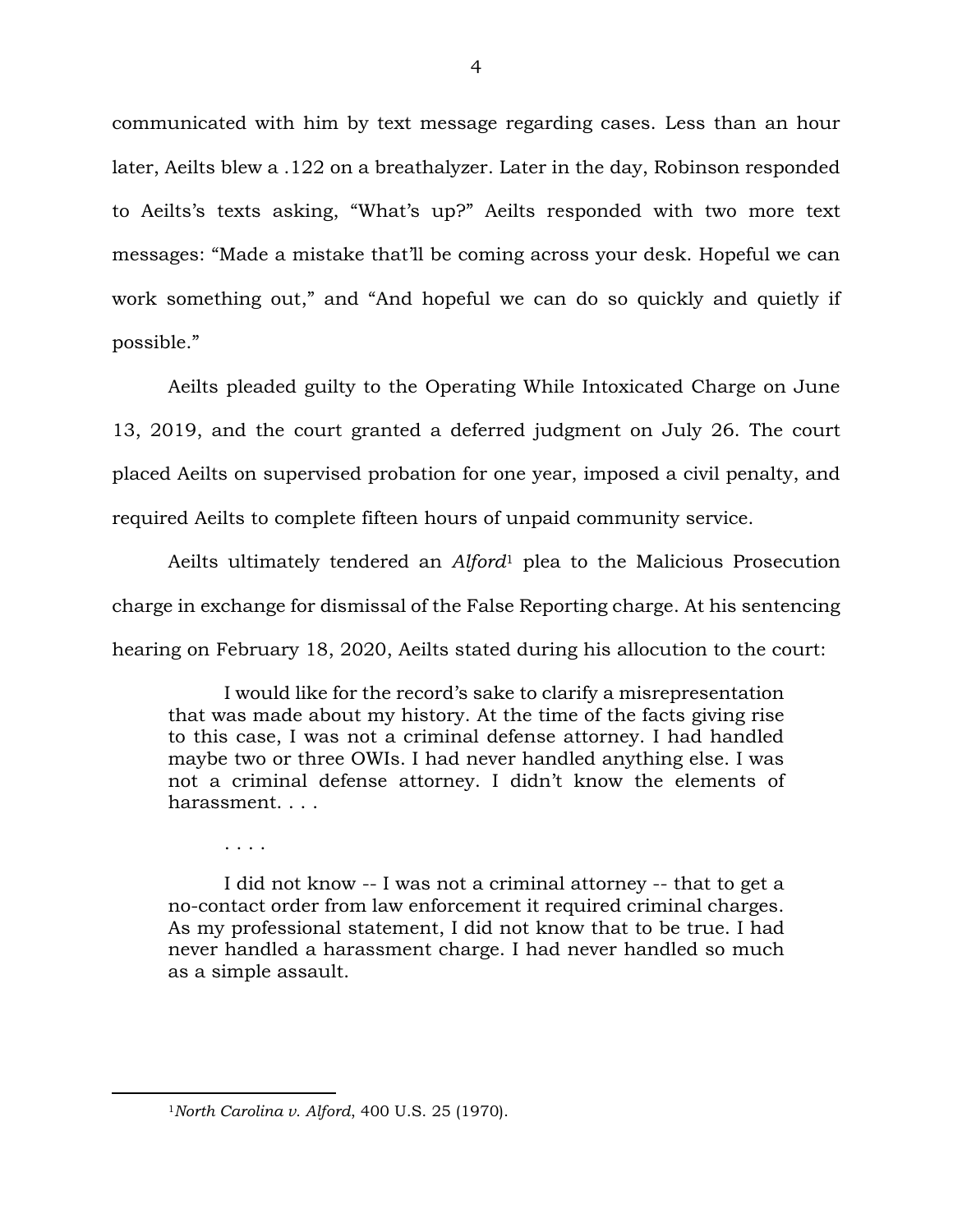communicated with him by text message regarding cases. Less than an hour later, Aeilts blew a .122 on a breathalyzer. Later in the day, Robinson responded to Aeilts's texts asking, "What's up?" Aeilts responded with two more text messages: "Made a mistake that'll be coming across your desk. Hopeful we can work something out," and "And hopeful we can do so quickly and quietly if possible."

Aeilts pleaded guilty to the Operating While Intoxicated Charge on June 13, 2019, and the court granted a deferred judgment on July 26. The court placed Aeilts on supervised probation for one year, imposed a civil penalty, and required Aeilts to complete fifteen hours of unpaid community service.

Aeilts ultimately tendered an *Alford*[1] plea to the Malicious Prosecution charge in exchange for dismissal of the False Reporting charge. At his sentencing hearing on February 18, 2020, Aeilts stated during his allocution to the court:

> I would like for the record's sake to clarify a misrepresentation that was made about my history. At the time of the facts giving rise to this case, I was not a criminal defense attorney. I had handled maybe two or three OWIs. I had never handled anything else. I was not a criminal defense attorney. I didn't know the elements of harassment. . . .
>
> . . . .
>
> I did not know -- I was not a criminal attorney -- that to get a no-contact order from law enforcement it required criminal charges. As my professional statement, I did not know that to be true. I had never handled a harassment charge. I had never handled so much as a simple assault.

[1] *North Carolina v. Alford*, 400 U.S. 25 (1970).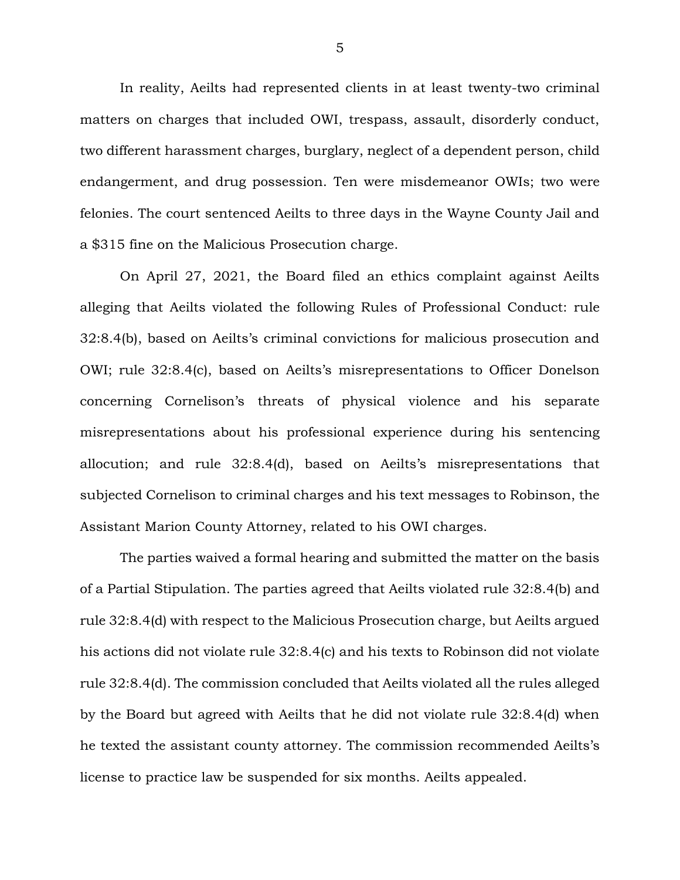In reality, Aeilts had represented clients in at least twenty-two criminal matters on charges that included OWI, trespass, assault, disorderly conduct, two different harassment charges, burglary, neglect of a dependent person, child endangerment, and drug possession. Ten were misdemeanor OWIs; two were felonies. The court sentenced Aeilts to three days in the Wayne County Jail and a $315 fine on the Malicious Prosecution charge.

On April 27, 2021, the Board filed an ethics complaint against Aeilts alleging that Aeilts violated the following Rules of Professional Conduct: rule 32:8.4(b), based on Aeilts's criminal convictions for malicious prosecution and OWI; rule 32:8.4(c), based on Aeilts's misrepresentations to Officer Donelson concerning Cornelison's threats of physical violence and his separate misrepresentations about his professional experience during his sentencing allocution; and rule 32:8.4(d), based on Aeilts's misrepresentations that subjected Cornelison to criminal charges and his text messages to Robinson, the Assistant Marion County Attorney, related to his OWI charges.

The parties waived a formal hearing and submitted the matter on the basis of a Partial Stipulation. The parties agreed that Aeilts violated rule 32:8.4(b) and rule 32:8.4(d) with respect to the Malicious Prosecution charge, but Aeilts argued his actions did not violate rule 32:8.4(c) and his texts to Robinson did not violate rule 32:8.4(d). The commission concluded that Aeilts violated all the rules alleged by the Board but agreed with Aeilts that he did not violate rule 32:8.4(d) when he texted the assistant county attorney. The commission recommended Aeilts's license to practice law be suspended for six months. Aeilts appealed.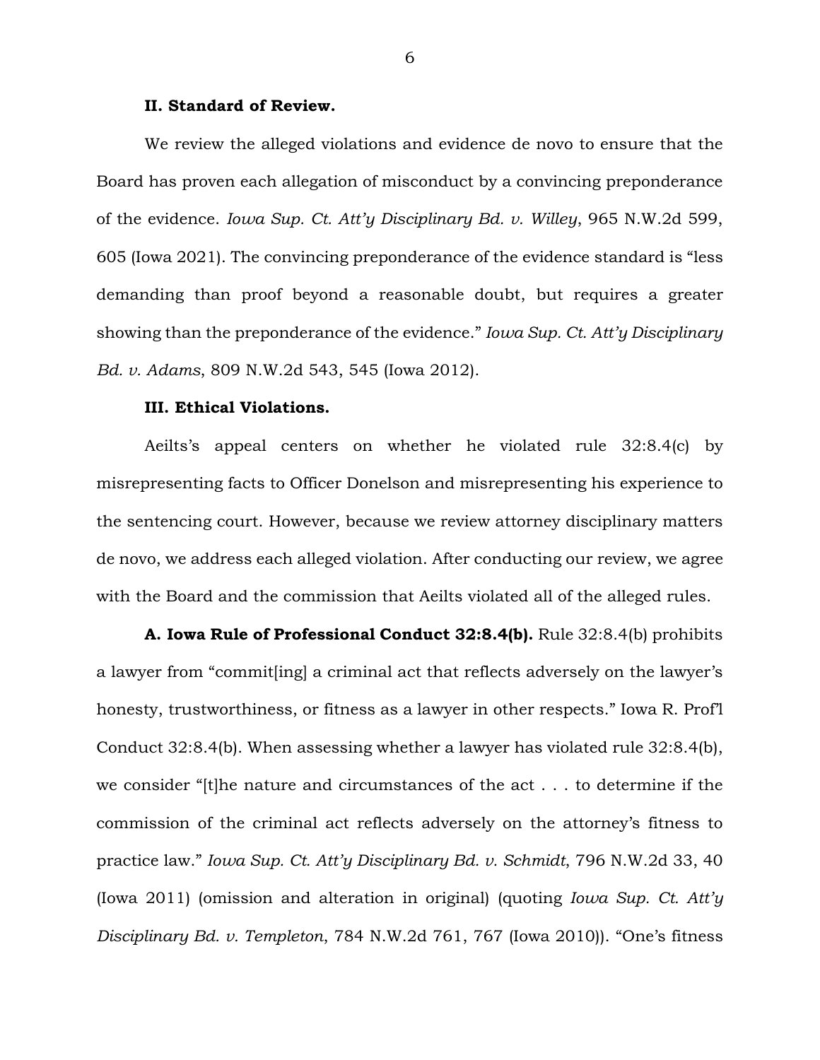### II. Standard of Review.

We review the alleged violations and evidence de novo to ensure that the Board has proven each allegation of misconduct by a convincing preponderance of the evidence. *Iowa Sup. Ct. Att'y Disciplinary Bd. v. Willey*, 965 N.W.2d 599, 605 (Iowa 2021). The convincing preponderance of the evidence standard is "less demanding than proof beyond a reasonable doubt, but requires a greater showing than the preponderance of the evidence." *Iowa Sup. Ct. Att'y Disciplinary Bd. v. Adams*, 809 N.W.2d 543, 545 (Iowa 2012).

### III. Ethical Violations.

Aeilts's appeal centers on whether he violated rule 32:8.4(c) by misrepresenting facts to Officer Donelson and misrepresenting his experience to the sentencing court. However, because we review attorney disciplinary matters de novo, we address each alleged violation. After conducting our review, we agree with the Board and the commission that Aeilts violated all of the alleged rules.

**A. Iowa Rule of Professional Conduct 32:8.4(b).** Rule 32:8.4(b) prohibits a lawyer from "commit[ing] a criminal act that reflects adversely on the lawyer's honesty, trustworthiness, or fitness as a lawyer in other respects." Iowa R. Prof'l Conduct 32:8.4(b). When assessing whether a lawyer has violated rule 32:8.4(b), we consider "[t]he nature and circumstances of the act . . . to determine if the commission of the criminal act reflects adversely on the attorney's fitness to practice law." *Iowa Sup. Ct. Att'y Disciplinary Bd. v. Schmidt*, 796 N.W.2d 33, 40 (Iowa 2011) (omission and alteration in original) (quoting *Iowa Sup. Ct. Att'y Disciplinary Bd. v. Templeton*, 784 N.W.2d 761, 767 (Iowa 2010)). "One's fitness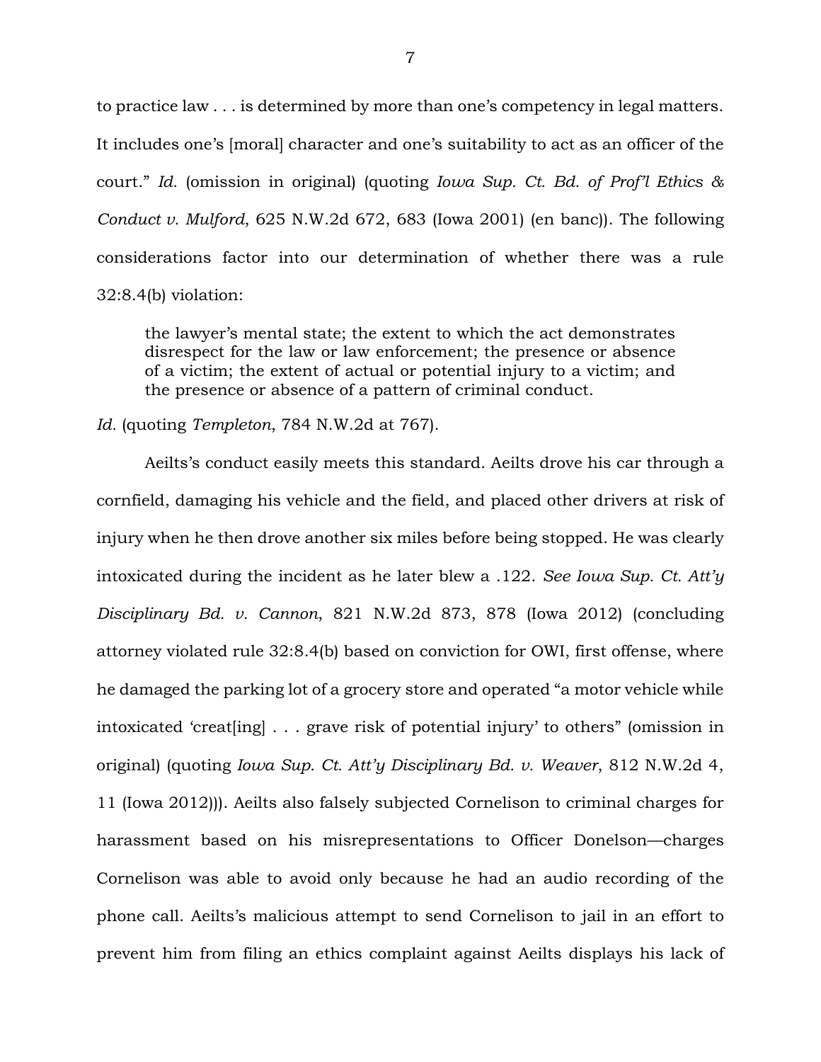to practice law . . . is determined by more than one's competency in legal matters. It includes one's [moral] character and one's suitability to act as an officer of the court." *Id.* (omission in original) (quoting *Iowa Sup. Ct. Bd. of Prof'l Ethics & Conduct v. Mulford*, 625 N.W.2d 672, 683 (Iowa 2001) (en banc)). The following considerations factor into our determination of whether there was a rule 32:8.4(b) violation:

> the lawyer's mental state; the extent to which the act demonstrates disrespect for the law or law enforcement; the presence or absence of a victim; the extent of actual or potential injury to a victim; and the presence or absence of a pattern of criminal conduct.

*Id.* (quoting *Templeton*, 784 N.W.2d at 767).

Aeilts's conduct easily meets this standard. Aeilts drove his car through a cornfield, damaging his vehicle and the field, and placed other drivers at risk of injury when he then drove another six miles before being stopped. He was clearly intoxicated during the incident as he later blew a .122. *See Iowa Sup. Ct. Att'y Disciplinary Bd. v. Cannon*, 821 N.W.2d 873, 878 (Iowa 2012) (concluding attorney violated rule 32:8.4(b) based on conviction for OWI, first offense, where he damaged the parking lot of a grocery store and operated "a motor vehicle while intoxicated 'creat[ing] . . . grave risk of potential injury' to others" (omission in original) (quoting *Iowa Sup. Ct. Att'y Disciplinary Bd. v. Weaver*, 812 N.W.2d 4, 11 (Iowa 2012))). Aeilts also falsely subjected Cornelison to criminal charges for harassment based on his misrepresentations to Officer Donelson—charges Cornelison was able to avoid only because he had an audio recording of the phone call. Aeilts's malicious attempt to send Cornelison to jail in an effort to prevent him from filing an ethics complaint against Aeilts displays his lack of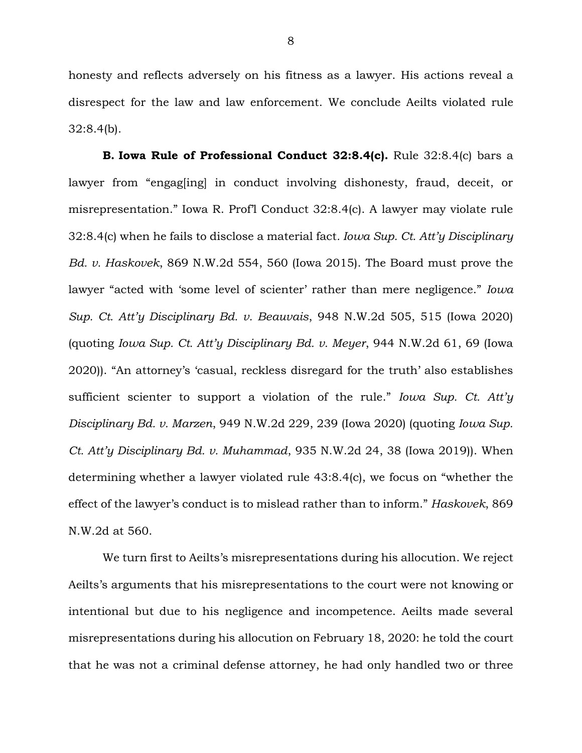honesty and reflects adversely on his fitness as a lawyer. His actions reveal a disrespect for the law and law enforcement. We conclude Aeilts violated rule 32:8.4(b).

**B. Iowa Rule of Professional Conduct 32:8.4(c).** Rule 32:8.4(c) bars a lawyer from "engag[ing] in conduct involving dishonesty, fraud, deceit, or misrepresentation." Iowa R. Prof'l Conduct 32:8.4(c). A lawyer may violate rule 32:8.4(c) when he fails to disclose a material fact. *Iowa Sup. Ct. Att'y Disciplinary Bd. v. Haskovek*, 869 N.W.2d 554, 560 (Iowa 2015). The Board must prove the lawyer "acted with 'some level of scienter' rather than mere negligence." *Iowa Sup. Ct. Att'y Disciplinary Bd. v. Beauvais*, 948 N.W.2d 505, 515 (Iowa 2020) (quoting *Iowa Sup. Ct. Att'y Disciplinary Bd. v. Meyer*, 944 N.W.2d 61, 69 (Iowa 2020)). "An attorney's 'casual, reckless disregard for the truth' also establishes sufficient scienter to support a violation of the rule." *Iowa Sup. Ct. Att'y Disciplinary Bd. v. Marzen*, 949 N.W.2d 229, 239 (Iowa 2020) (quoting *Iowa Sup. Ct. Att'y Disciplinary Bd. v. Muhammad*, 935 N.W.2d 24, 38 (Iowa 2019)). When determining whether a lawyer violated rule 43:8.4(c), we focus on "whether the effect of the lawyer's conduct is to mislead rather than to inform." *Haskovek*, 869 N.W.2d at 560.

We turn first to Aeilts's misrepresentations during his allocution. We reject Aeilts's arguments that his misrepresentations to the court were not knowing or intentional but due to his negligence and incompetence. Aeilts made several misrepresentations during his allocution on February 18, 2020: he told the court that he was not a criminal defense attorney, he had only handled two or three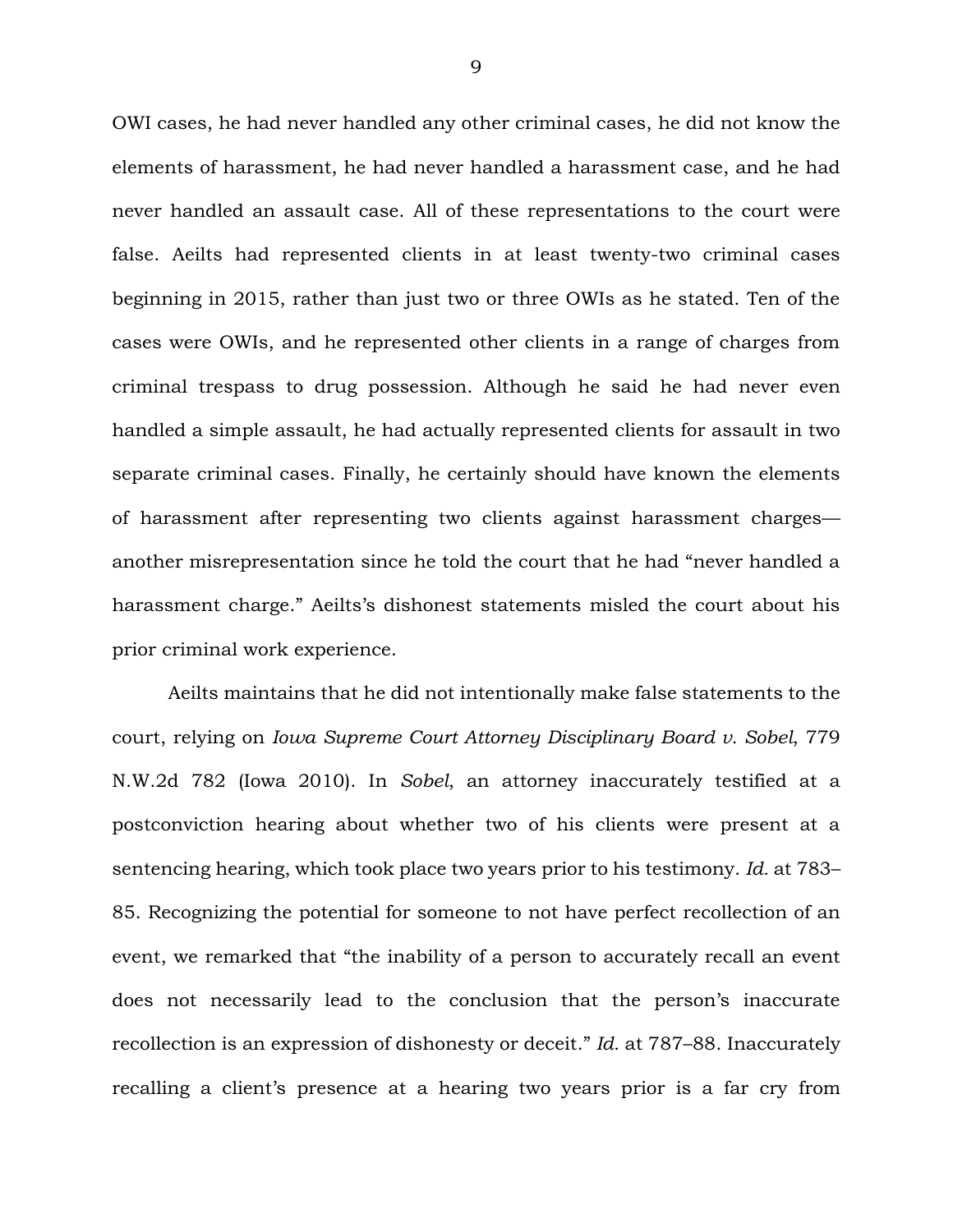OWI cases, he had never handled any other criminal cases, he did not know the elements of harassment, he had never handled a harassment case, and he had never handled an assault case. All of these representations to the court were false. Aeilts had represented clients in at least twenty-two criminal cases beginning in 2015, rather than just two or three OWIs as he stated. Ten of the cases were OWIs, and he represented other clients in a range of charges from criminal trespass to drug possession. Although he said he had never even handled a simple assault, he had actually represented clients for assault in two separate criminal cases. Finally, he certainly should have known the elements of harassment after representing two clients against harassment charges—another misrepresentation since he told the court that he had "never handled a harassment charge." Aeilts's dishonest statements misled the court about his prior criminal work experience.

Aeilts maintains that he did not intentionally make false statements to the court, relying on *Iowa Supreme Court Attorney Disciplinary Board v. Sobel*, 779 N.W.2d 782 (Iowa 2010). In *Sobel*, an attorney inaccurately testified at a postconviction hearing about whether two of his clients were present at a sentencing hearing, which took place two years prior to his testimony. *Id.* at 783–85. Recognizing the potential for someone to not have perfect recollection of an event, we remarked that "the inability of a person to accurately recall an event does not necessarily lead to the conclusion that the person's inaccurate recollection is an expression of dishonesty or deceit." *Id.* at 787–88. Inaccurately recalling a client's presence at a hearing two years prior is a far cry from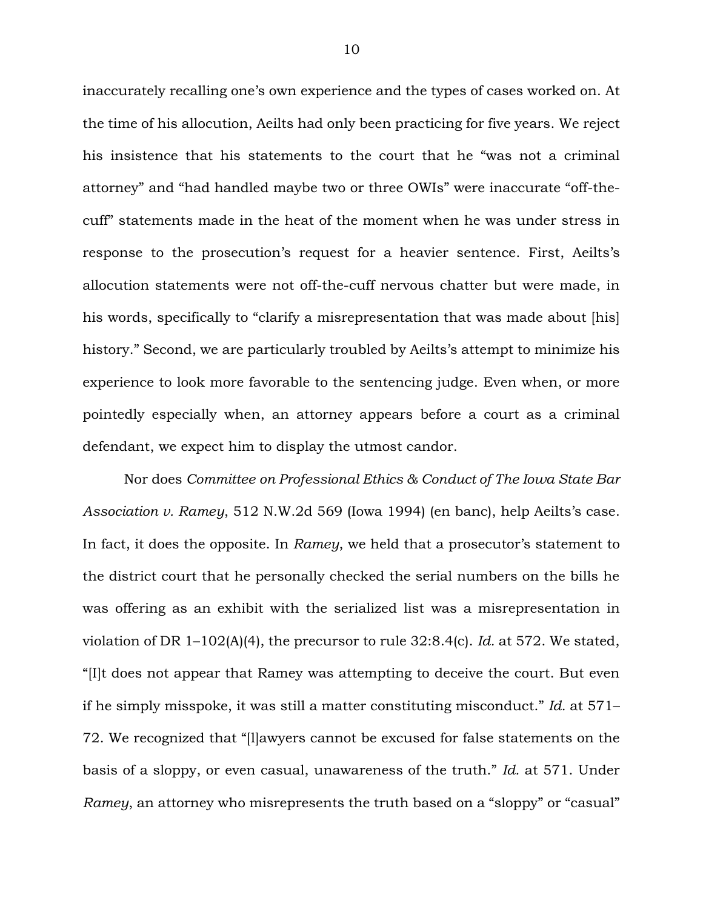inaccurately recalling one's own experience and the types of cases worked on. At the time of his allocution, Aeilts had only been practicing for five years. We reject his insistence that his statements to the court that he "was not a criminal attorney" and "had handled maybe two or three OWIs" were inaccurate "off-the-cuff" statements made in the heat of the moment when he was under stress in response to the prosecution's request for a heavier sentence. First, Aeilts's allocution statements were not off-the-cuff nervous chatter but were made, in his words, specifically to "clarify a misrepresentation that was made about [his] history." Second, we are particularly troubled by Aeilts's attempt to minimize his experience to look more favorable to the sentencing judge. Even when, or more pointedly especially when, an attorney appears before a court as a criminal defendant, we expect him to display the utmost candor.

Nor does *Committee on Professional Ethics & Conduct of The Iowa State Bar Association v. Ramey*, 512 N.W.2d 569 (Iowa 1994) (en banc), help Aeilts's case. In fact, it does the opposite. In *Ramey*, we held that a prosecutor's statement to the district court that he personally checked the serial numbers on the bills he was offering as an exhibit with the serialized list was a misrepresentation in violation of DR 1–102(A)(4), the precursor to rule 32:8.4(c). *Id.* at 572. We stated, "[I]t does not appear that Ramey was attempting to deceive the court. But even if he simply misspoke, it was still a matter constituting misconduct." *Id.* at 571–72. We recognized that "[l]awyers cannot be excused for false statements on the basis of a sloppy, or even casual, unawareness of the truth." *Id.* at 571. Under *Ramey*, an attorney who misrepresents the truth based on a "sloppy" or "casual"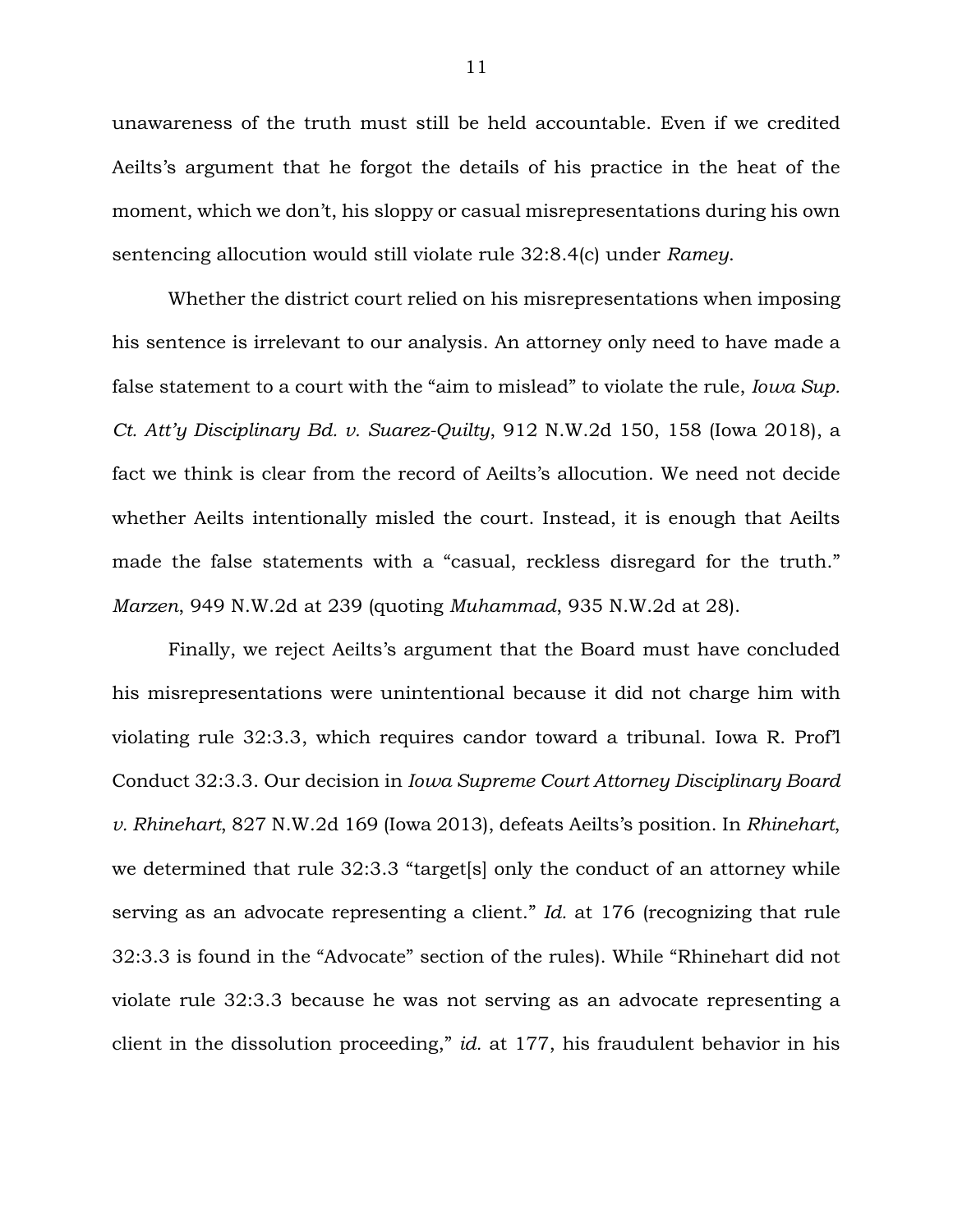unawareness of the truth must still be held accountable. Even if we credited Aeilts's argument that he forgot the details of his practice in the heat of the moment, which we don't, his sloppy or casual misrepresentations during his own sentencing allocution would still violate rule 32:8.4(c) under *Ramey*.

Whether the district court relied on his misrepresentations when imposing his sentence is irrelevant to our analysis. An attorney only need to have made a false statement to a court with the "aim to mislead" to violate the rule, *Iowa Sup. Ct. Att'y Disciplinary Bd. v. Suarez-Quilty*, 912 N.W.2d 150, 158 (Iowa 2018), a fact we think is clear from the record of Aeilts's allocution. We need not decide whether Aeilts intentionally misled the court. Instead, it is enough that Aeilts made the false statements with a "casual, reckless disregard for the truth." *Marzen*, 949 N.W.2d at 239 (quoting *Muhammad*, 935 N.W.2d at 28).

Finally, we reject Aeilts's argument that the Board must have concluded his misrepresentations were unintentional because it did not charge him with violating rule 32:3.3, which requires candor toward a tribunal. Iowa R. Prof'l Conduct 32:3.3. Our decision in *Iowa Supreme Court Attorney Disciplinary Board v. Rhinehart*, 827 N.W.2d 169 (Iowa 2013), defeats Aeilts's position. In *Rhinehart*, we determined that rule 32:3.3 "target[s] only the conduct of an attorney while serving as an advocate representing a client." *Id.* at 176 (recognizing that rule 32:3.3 is found in the "Advocate" section of the rules). While "Rhinehart did not violate rule 32:3.3 because he was not serving as an advocate representing a client in the dissolution proceeding," *id.* at 177, his fraudulent behavior in his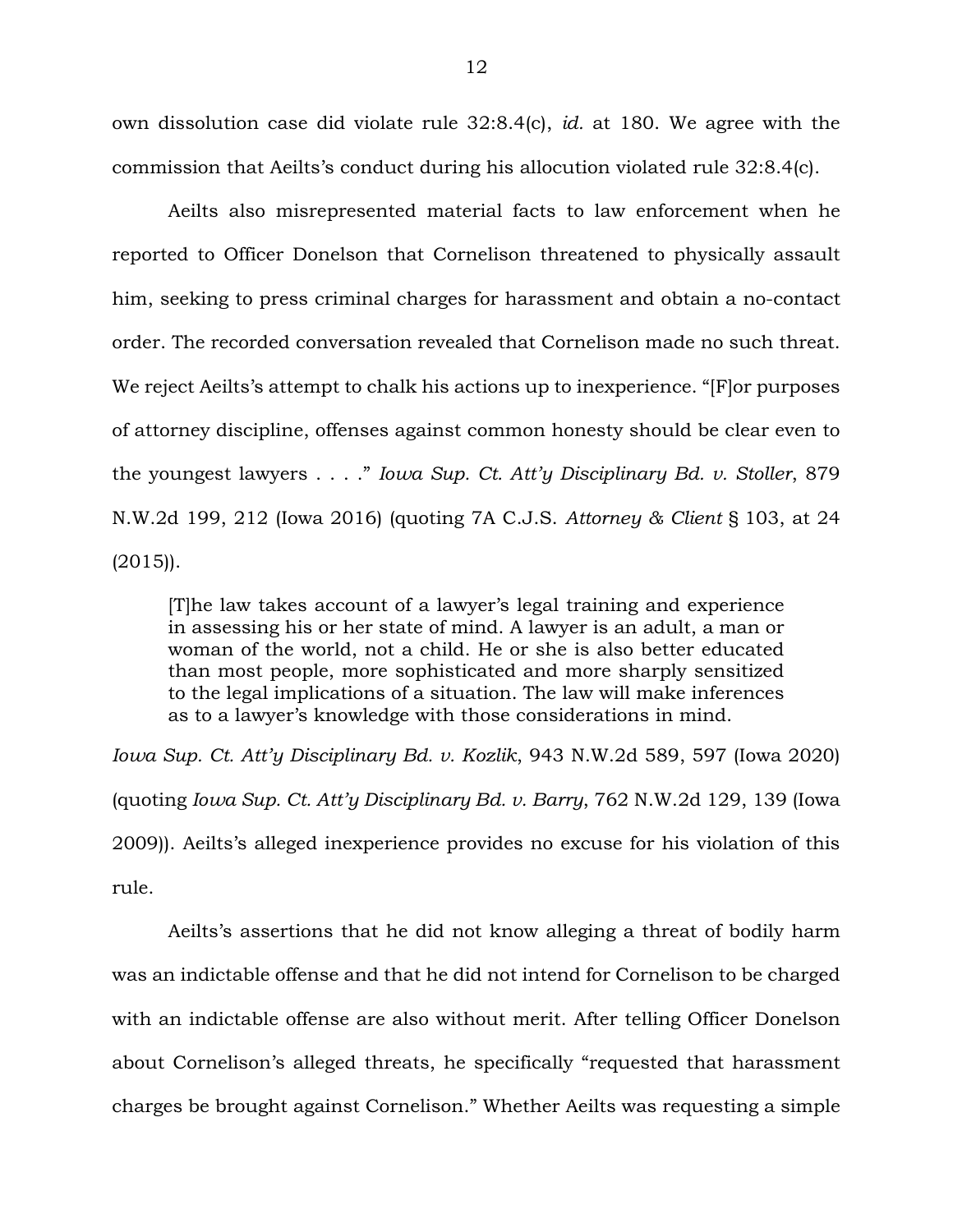own dissolution case did violate rule 32:8.4(c), *id.* at 180. We agree with the commission that Aeilts's conduct during his allocution violated rule 32:8.4(c).

Aeilts also misrepresented material facts to law enforcement when he reported to Officer Donelson that Cornelison threatened to physically assault him, seeking to press criminal charges for harassment and obtain a no-contact order. The recorded conversation revealed that Cornelison made no such threat. We reject Aeilts's attempt to chalk his actions up to inexperience. "[F]or purposes of attorney discipline, offenses against common honesty should be clear even to the youngest lawyers . . . ." *Iowa Sup. Ct. Att'y Disciplinary Bd. v. Stoller*, 879 N.W.2d 199, 212 (Iowa 2016) (quoting 7A C.J.S. *Attorney & Client* § 103, at 24 (2015)).

> [T]he law takes account of a lawyer's legal training and experience in assessing his or her state of mind. A lawyer is an adult, a man or woman of the world, not a child. He or she is also better educated than most people, more sophisticated and more sharply sensitized to the legal implications of a situation. The law will make inferences as to a lawyer's knowledge with those considerations in mind.

*Iowa Sup. Ct. Att'y Disciplinary Bd. v. Kozlik*, 943 N.W.2d 589, 597 (Iowa 2020) (quoting *Iowa Sup. Ct. Att'y Disciplinary Bd. v. Barry*, 762 N.W.2d 129, 139 (Iowa 2009)). Aeilts's alleged inexperience provides no excuse for his violation of this rule.

Aeilts's assertions that he did not know alleging a threat of bodily harm was an indictable offense and that he did not intend for Cornelison to be charged with an indictable offense are also without merit. After telling Officer Donelson about Cornelison's alleged threats, he specifically "requested that harassment charges be brought against Cornelison." Whether Aeilts was requesting a simple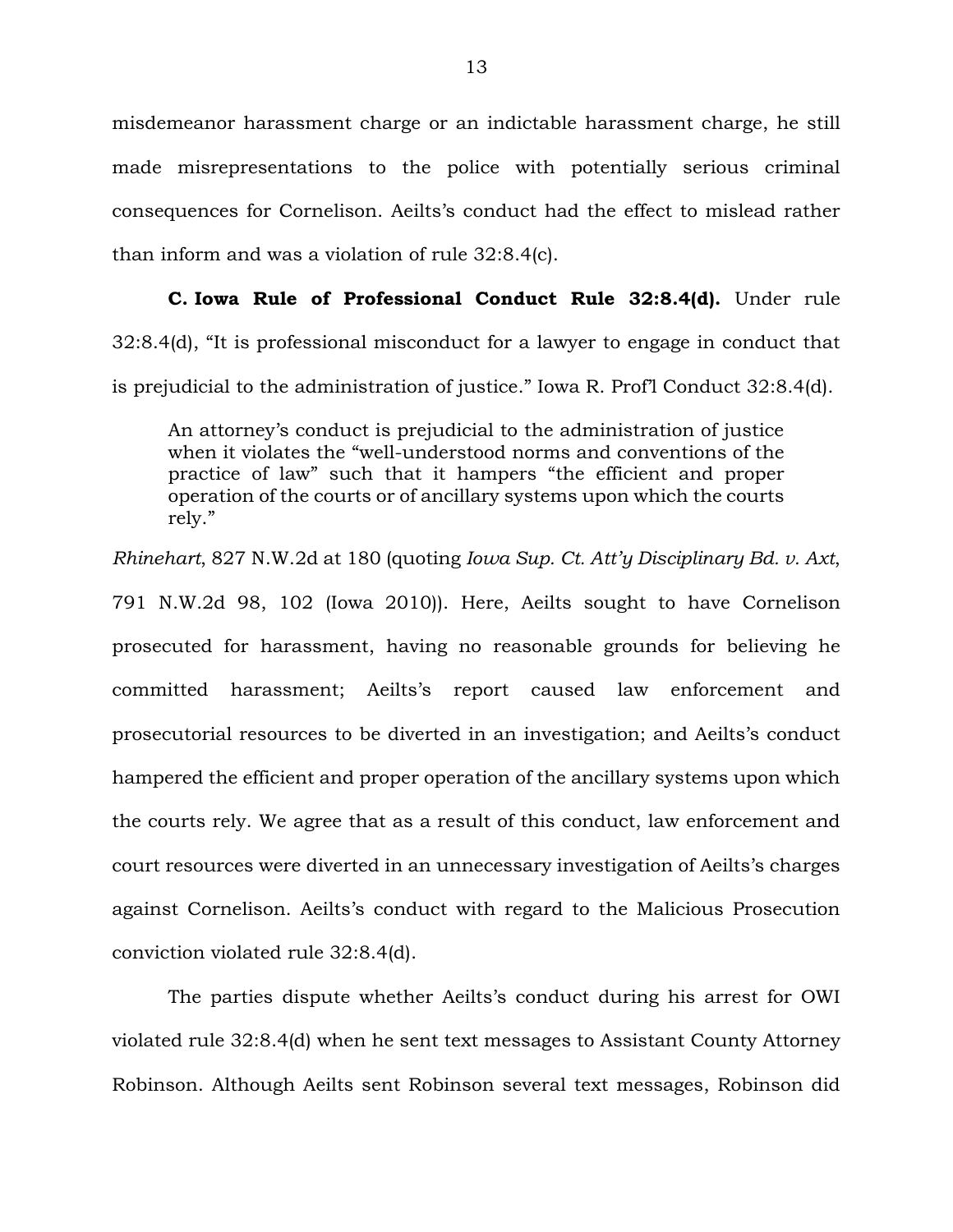misdemeanor harassment charge or an indictable harassment charge, he still made misrepresentations to the police with potentially serious criminal consequences for Cornelison. Aeilts's conduct had the effect to mislead rather than inform and was a violation of rule 32:8.4(c).

**C. Iowa Rule of Professional Conduct Rule 32:8.4(d).** Under rule 32:8.4(d), "It is professional misconduct for a lawyer to engage in conduct that is prejudicial to the administration of justice." Iowa R. Prof'l Conduct 32:8.4(d).

> An attorney's conduct is prejudicial to the administration of justice when it violates the "well-understood norms and conventions of the practice of law" such that it hampers "the efficient and proper operation of the courts or of ancillary systems upon which the courts rely."

*Rhinehart*, 827 N.W.2d at 180 (quoting *Iowa Sup. Ct. Att'y Disciplinary Bd. v. Axt*, 791 N.W.2d 98, 102 (Iowa 2010)). Here, Aeilts sought to have Cornelison prosecuted for harassment, having no reasonable grounds for believing he committed harassment; Aeilts's report caused law enforcement and prosecutorial resources to be diverted in an investigation; and Aeilts's conduct hampered the efficient and proper operation of the ancillary systems upon which the courts rely. We agree that as a result of this conduct, law enforcement and court resources were diverted in an unnecessary investigation of Aeilts's charges against Cornelison. Aeilts's conduct with regard to the Malicious Prosecution conviction violated rule 32:8.4(d).

The parties dispute whether Aeilts's conduct during his arrest for OWI violated rule 32:8.4(d) when he sent text messages to Assistant County Attorney Robinson. Although Aeilts sent Robinson several text messages, Robinson did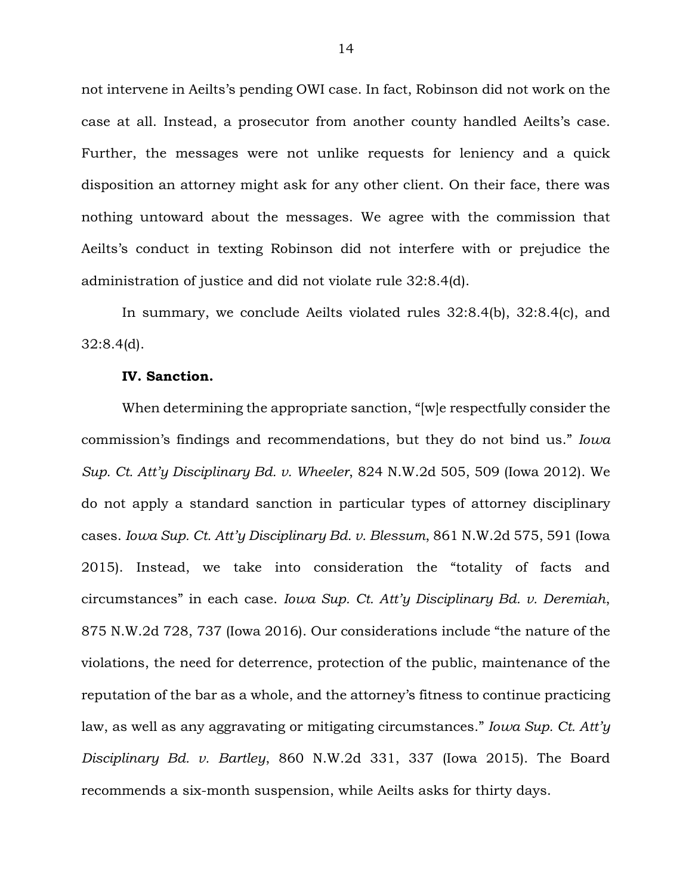not intervene in Aeilts's pending OWI case. In fact, Robinson did not work on the case at all. Instead, a prosecutor from another county handled Aeilts's case. Further, the messages were not unlike requests for leniency and a quick disposition an attorney might ask for any other client. On their face, there was nothing untoward about the messages. We agree with the commission that Aeilts's conduct in texting Robinson did not interfere with or prejudice the administration of justice and did not violate rule 32:8.4(d).

In summary, we conclude Aeilts violated rules 32:8.4(b), 32:8.4(c), and 32:8.4(d).

**IV. Sanction.**

When determining the appropriate sanction, "[w]e respectfully consider the commission's findings and recommendations, but they do not bind us." *Iowa Sup. Ct. Att'y Disciplinary Bd. v. Wheeler*, 824 N.W.2d 505, 509 (Iowa 2012). We do not apply a standard sanction in particular types of attorney disciplinary cases. *Iowa Sup. Ct. Att'y Disciplinary Bd. v. Blessum*, 861 N.W.2d 575, 591 (Iowa 2015). Instead, we take into consideration the "totality of facts and circumstances" in each case. *Iowa Sup. Ct. Att'y Disciplinary Bd. v. Deremiah*, 875 N.W.2d 728, 737 (Iowa 2016). Our considerations include "the nature of the violations, the need for deterrence, protection of the public, maintenance of the reputation of the bar as a whole, and the attorney's fitness to continue practicing law, as well as any aggravating or mitigating circumstances." *Iowa Sup. Ct. Att'y Disciplinary Bd. v. Bartley*, 860 N.W.2d 331, 337 (Iowa 2015). The Board recommends a six-month suspension, while Aeilts asks for thirty days.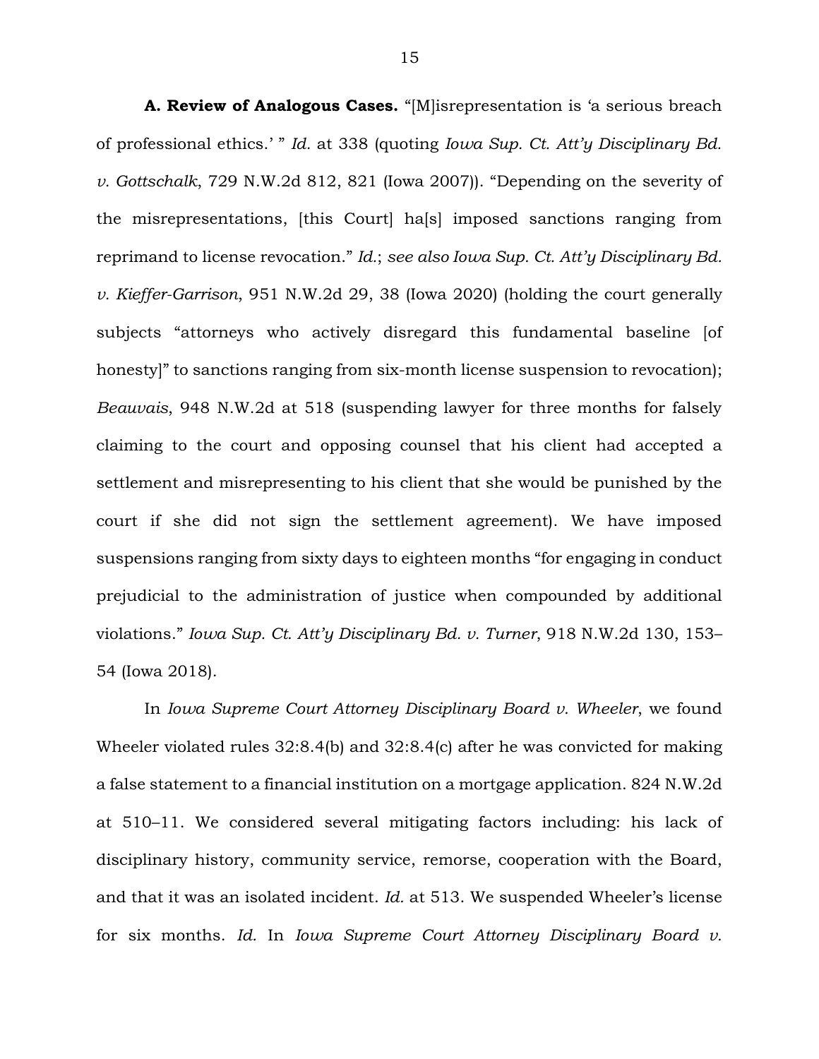**A. Review of Analogous Cases.** "[M]isrepresentation is 'a serious breach of professional ethics.' " *Id.* at 338 (quoting *Iowa Sup. Ct. Att'y Disciplinary Bd. v. Gottschalk*, 729 N.W.2d 812, 821 (Iowa 2007)). "Depending on the severity of the misrepresentations, [this Court] ha[s] imposed sanctions ranging from reprimand to license revocation." *Id.*; *see also Iowa Sup. Ct. Att'y Disciplinary Bd. v. Kieffer-Garrison*, 951 N.W.2d 29, 38 (Iowa 2020) (holding the court generally subjects "attorneys who actively disregard this fundamental baseline [of honesty]" to sanctions ranging from six-month license suspension to revocation); *Beauvais*, 948 N.W.2d at 518 (suspending lawyer for three months for falsely claiming to the court and opposing counsel that his client had accepted a settlement and misrepresenting to his client that she would be punished by the court if she did not sign the settlement agreement). We have imposed suspensions ranging from sixty days to eighteen months "for engaging in conduct prejudicial to the administration of justice when compounded by additional violations." *Iowa Sup. Ct. Att'y Disciplinary Bd. v. Turner*, 918 N.W.2d 130, 153–54 (Iowa 2018).

In *Iowa Supreme Court Attorney Disciplinary Board v. Wheeler*, we found Wheeler violated rules 32:8.4(b) and 32:8.4(c) after he was convicted for making a false statement to a financial institution on a mortgage application. 824 N.W.2d at 510–11. We considered several mitigating factors including: his lack of disciplinary history, community service, remorse, cooperation with the Board, and that it was an isolated incident. *Id.* at 513. We suspended Wheeler's license for six months. *Id.* In *Iowa Supreme Court Attorney Disciplinary Board v.*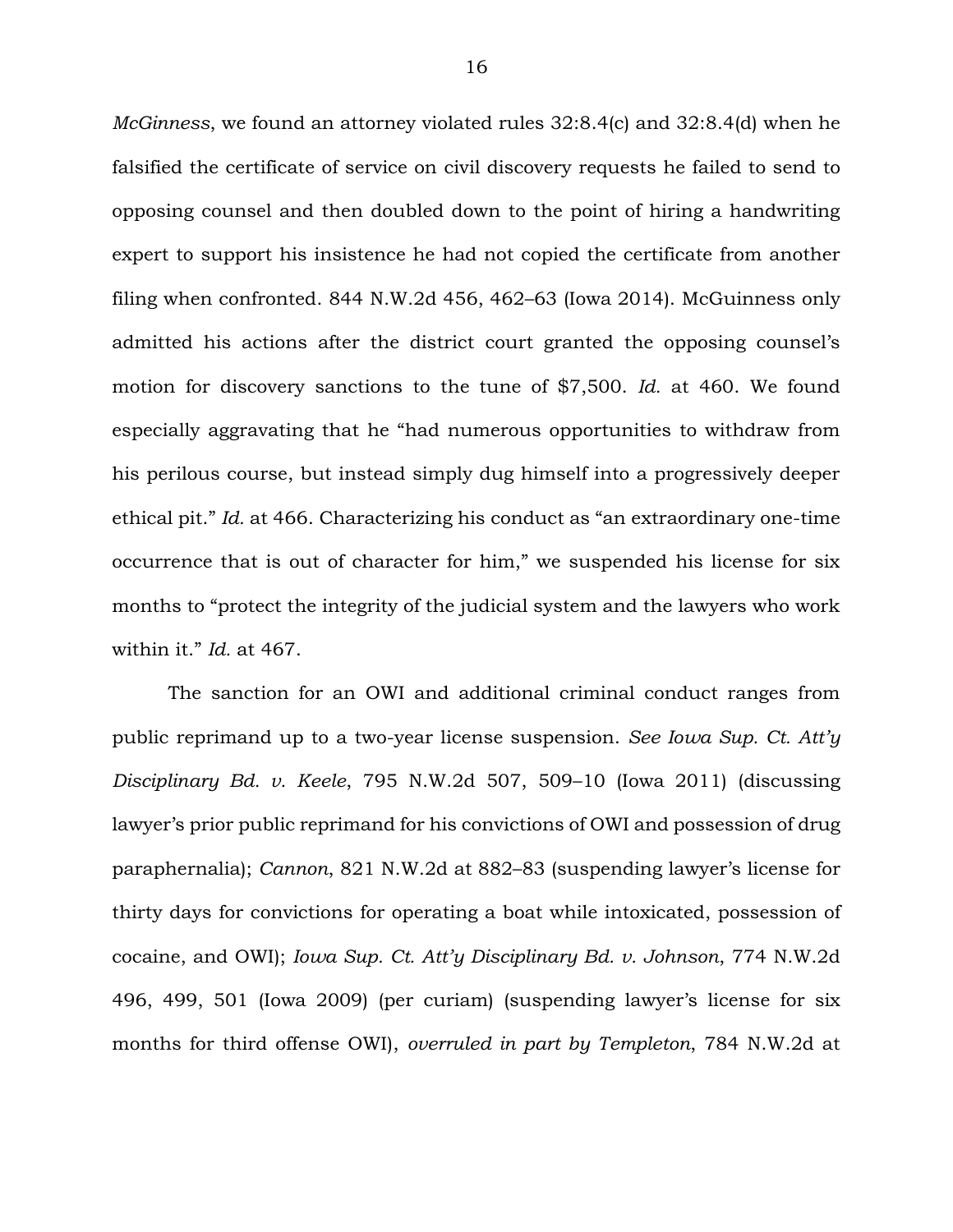*McGinness*, we found an attorney violated rules 32:8.4(c) and 32:8.4(d) when he falsified the certificate of service on civil discovery requests he failed to send to opposing counsel and then doubled down to the point of hiring a handwriting expert to support his insistence he had not copied the certificate from another filing when confronted. 844 N.W.2d 456, 462–63 (Iowa 2014). McGuinness only admitted his actions after the district court granted the opposing counsel's motion for discovery sanctions to the tune of $7,500. *Id.* at 460. We found especially aggravating that he "had numerous opportunities to withdraw from his perilous course, but instead simply dug himself into a progressively deeper ethical pit." *Id.* at 466. Characterizing his conduct as "an extraordinary one-time occurrence that is out of character for him," we suspended his license for six months to "protect the integrity of the judicial system and the lawyers who work within it." *Id.* at 467.

The sanction for an OWI and additional criminal conduct ranges from public reprimand up to a two-year license suspension. *See Iowa Sup. Ct. Att'y Disciplinary Bd. v. Keele*, 795 N.W.2d 507, 509–10 (Iowa 2011) (discussing lawyer's prior public reprimand for his convictions of OWI and possession of drug paraphernalia); *Cannon*, 821 N.W.2d at 882–83 (suspending lawyer's license for thirty days for convictions for operating a boat while intoxicated, possession of cocaine, and OWI); *Iowa Sup. Ct. Att'y Disciplinary Bd. v. Johnson*, 774 N.W.2d 496, 499, 501 (Iowa 2009) (per curiam) (suspending lawyer's license for six months for third offense OWI), *overruled in part by Templeton*, 784 N.W.2d at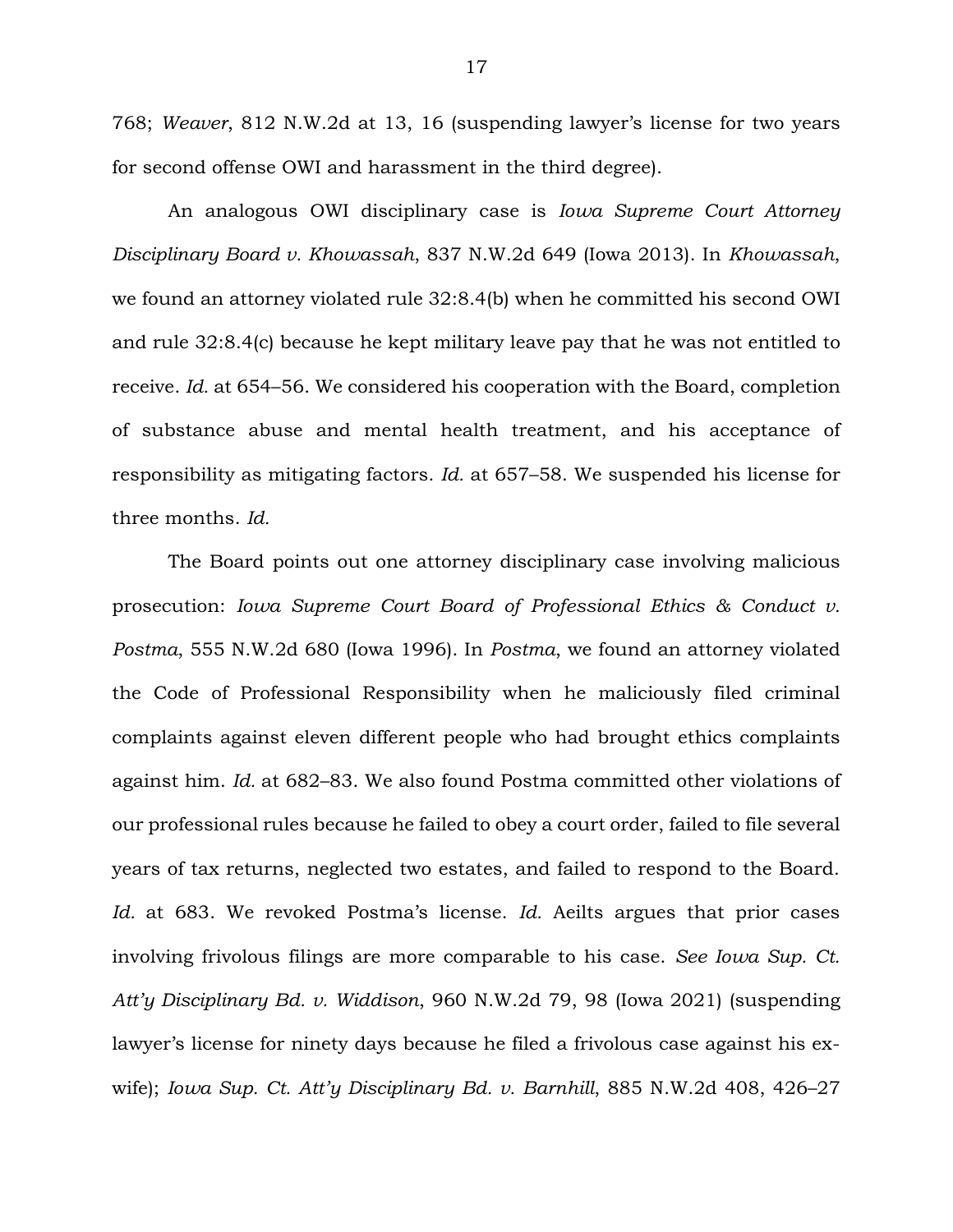768; *Weaver*, 812 N.W.2d at 13, 16 (suspending lawyer's license for two years for second offense OWI and harassment in the third degree).

An analogous OWI disciplinary case is *Iowa Supreme Court Attorney Disciplinary Board v. Khowassah*, 837 N.W.2d 649 (Iowa 2013). In *Khowassah*, we found an attorney violated rule 32:8.4(b) when he committed his second OWI and rule 32:8.4(c) because he kept military leave pay that he was not entitled to receive. *Id.* at 654–56. We considered his cooperation with the Board, completion of substance abuse and mental health treatment, and his acceptance of responsibility as mitigating factors. *Id.* at 657–58. We suspended his license for three months. *Id.*

The Board points out one attorney disciplinary case involving malicious prosecution: *Iowa Supreme Court Board of Professional Ethics & Conduct v. Postma*, 555 N.W.2d 680 (Iowa 1996). In *Postma*, we found an attorney violated the Code of Professional Responsibility when he maliciously filed criminal complaints against eleven different people who had brought ethics complaints against him. *Id.* at 682–83. We also found Postma committed other violations of our professional rules because he failed to obey a court order, failed to file several years of tax returns, neglected two estates, and failed to respond to the Board. *Id.* at 683. We revoked Postma's license. *Id.* Aeilts argues that prior cases involving frivolous filings are more comparable to his case. *See Iowa Sup. Ct. Att'y Disciplinary Bd. v. Widdison*, 960 N.W.2d 79, 98 (Iowa 2021) (suspending lawyer's license for ninety days because he filed a frivolous case against his ex-wife); *Iowa Sup. Ct. Att'y Disciplinary Bd. v. Barnhill*, 885 N.W.2d 408, 426–27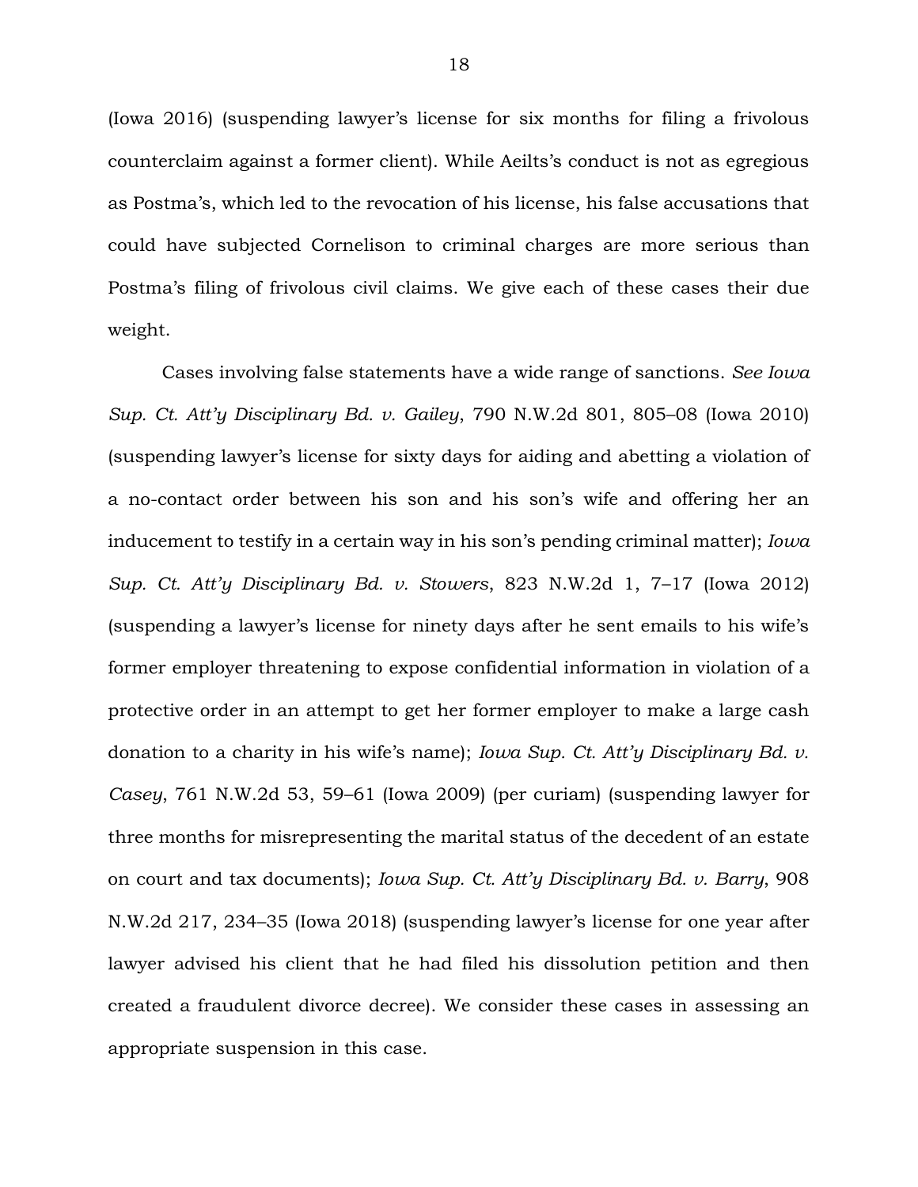(Iowa 2016) (suspending lawyer's license for six months for filing a frivolous counterclaim against a former client). While Aeilts's conduct is not as egregious as Postma's, which led to the revocation of his license, his false accusations that could have subjected Cornelison to criminal charges are more serious than Postma's filing of frivolous civil claims. We give each of these cases their due weight.

Cases involving false statements have a wide range of sanctions. *See Iowa Sup. Ct. Att'y Disciplinary Bd. v. Gailey*, 790 N.W.2d 801, 805–08 (Iowa 2010) (suspending lawyer's license for sixty days for aiding and abetting a violation of a no-contact order between his son and his son's wife and offering her an inducement to testify in a certain way in his son's pending criminal matter); *Iowa Sup. Ct. Att'y Disciplinary Bd. v. Stowers*, 823 N.W.2d 1, 7–17 (Iowa 2012) (suspending a lawyer's license for ninety days after he sent emails to his wife's former employer threatening to expose confidential information in violation of a protective order in an attempt to get her former employer to make a large cash donation to a charity in his wife's name); *Iowa Sup. Ct. Att'y Disciplinary Bd. v. Casey*, 761 N.W.2d 53, 59–61 (Iowa 2009) (per curiam) (suspending lawyer for three months for misrepresenting the marital status of the decedent of an estate on court and tax documents); *Iowa Sup. Ct. Att'y Disciplinary Bd. v. Barry*, 908 N.W.2d 217, 234–35 (Iowa 2018) (suspending lawyer's license for one year after lawyer advised his client that he had filed his dissolution petition and then created a fraudulent divorce decree). We consider these cases in assessing an appropriate suspension in this case.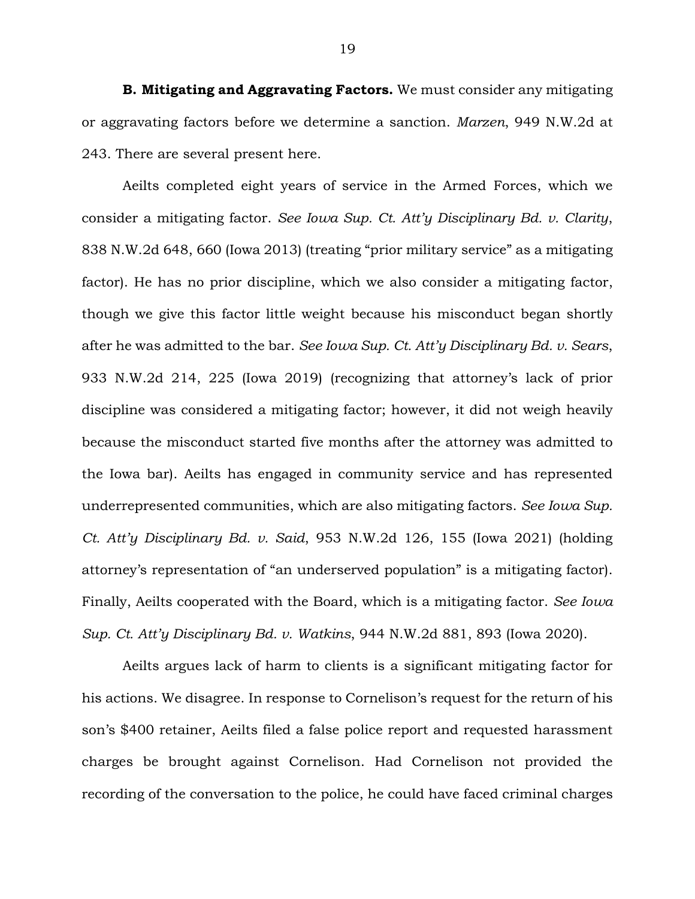**B. Mitigating and Aggravating Factors.** We must consider any mitigating or aggravating factors before we determine a sanction. *Marzen*, 949 N.W.2d at 243. There are several present here.

Aeilts completed eight years of service in the Armed Forces, which we consider a mitigating factor. *See Iowa Sup. Ct. Att'y Disciplinary Bd. v. Clarity*, 838 N.W.2d 648, 660 (Iowa 2013) (treating "prior military service" as a mitigating factor). He has no prior discipline, which we also consider a mitigating factor, though we give this factor little weight because his misconduct began shortly after he was admitted to the bar. *See Iowa Sup. Ct. Att'y Disciplinary Bd. v. Sears*, 933 N.W.2d 214, 225 (Iowa 2019) (recognizing that attorney's lack of prior discipline was considered a mitigating factor; however, it did not weigh heavily because the misconduct started five months after the attorney was admitted to the Iowa bar). Aeilts has engaged in community service and has represented underrepresented communities, which are also mitigating factors. *See Iowa Sup. Ct. Att'y Disciplinary Bd. v. Said*, 953 N.W.2d 126, 155 (Iowa 2021) (holding attorney's representation of "an underserved population" is a mitigating factor). Finally, Aeilts cooperated with the Board, which is a mitigating factor. *See Iowa Sup. Ct. Att'y Disciplinary Bd. v. Watkins*, 944 N.W.2d 881, 893 (Iowa 2020).

Aeilts argues lack of harm to clients is a significant mitigating factor for his actions. We disagree. In response to Cornelison's request for the return of his son's $400 retainer, Aeilts filed a false police report and requested harassment charges be brought against Cornelison. Had Cornelison not provided the recording of the conversation to the police, he could have faced criminal charges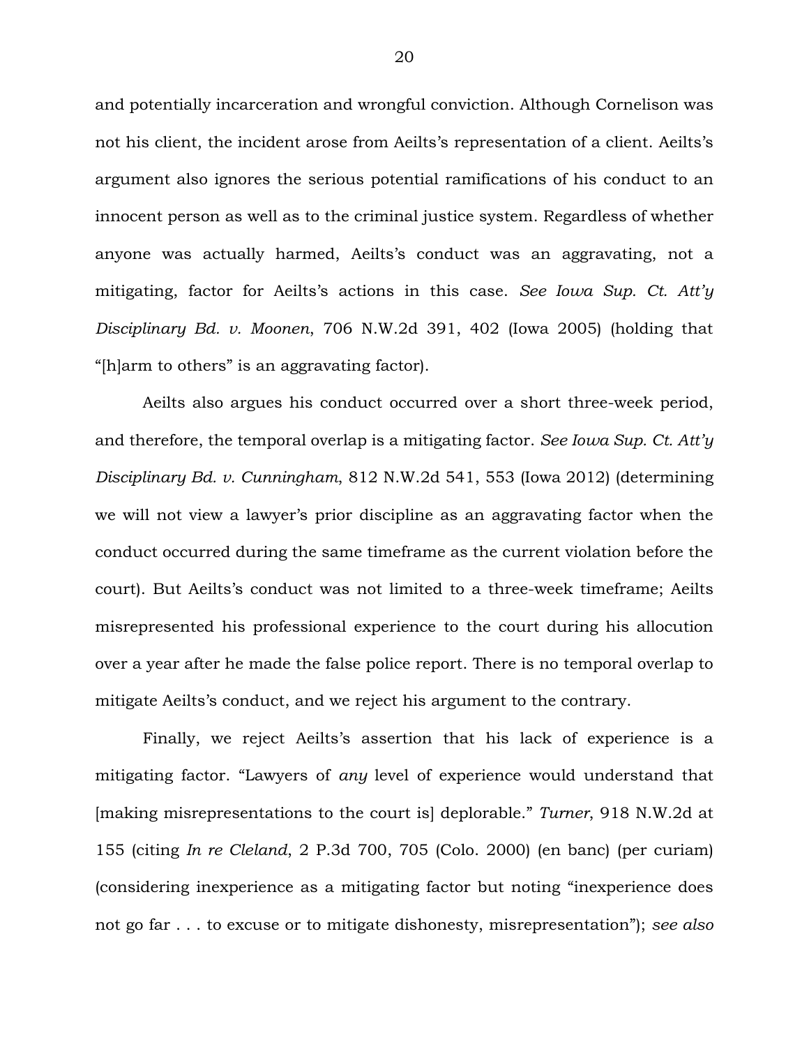and potentially incarceration and wrongful conviction. Although Cornelison was not his client, the incident arose from Aeilts's representation of a client. Aeilts's argument also ignores the serious potential ramifications of his conduct to an innocent person as well as to the criminal justice system. Regardless of whether anyone was actually harmed, Aeilts's conduct was an aggravating, not a mitigating, factor for Aeilts's actions in this case. *See Iowa Sup. Ct. Att'y Disciplinary Bd. v. Moonen*, 706 N.W.2d 391, 402 (Iowa 2005) (holding that "[h]arm to others" is an aggravating factor).

Aeilts also argues his conduct occurred over a short three-week period, and therefore, the temporal overlap is a mitigating factor. *See Iowa Sup. Ct. Att'y Disciplinary Bd. v. Cunningham*, 812 N.W.2d 541, 553 (Iowa 2012) (determining we will not view a lawyer's prior discipline as an aggravating factor when the conduct occurred during the same timeframe as the current violation before the court). But Aeilts's conduct was not limited to a three-week timeframe; Aeilts misrepresented his professional experience to the court during his allocution over a year after he made the false police report. There is no temporal overlap to mitigate Aeilts's conduct, and we reject his argument to the contrary.

Finally, we reject Aeilts's assertion that his lack of experience is a mitigating factor. "Lawyers of *any* level of experience would understand that [making misrepresentations to the court is] deplorable." *Turner*, 918 N.W.2d at 155 (citing *In re Cleland*, 2 P.3d 700, 705 (Colo. 2000) (en banc) (per curiam) (considering inexperience as a mitigating factor but noting "inexperience does not go far . . . to excuse or to mitigate dishonesty, misrepresentation"); *see also*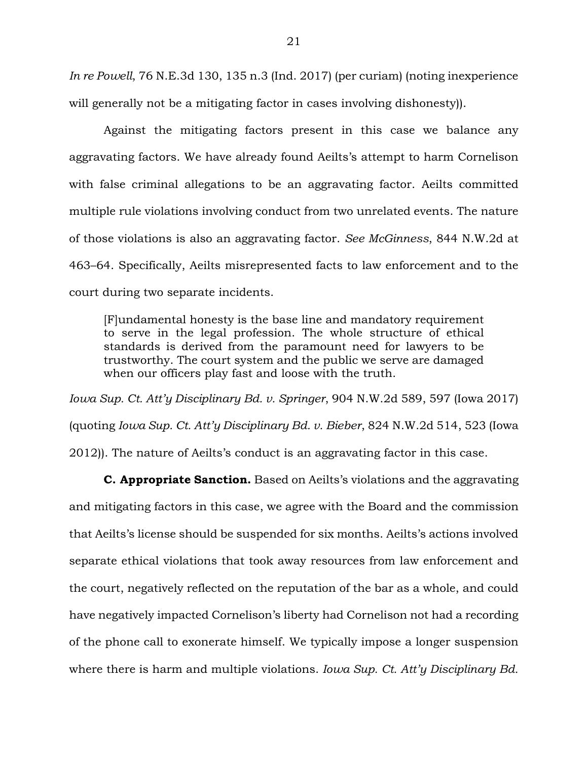*In re Powell*, 76 N.E.3d 130, 135 n.3 (Ind. 2017) (per curiam) (noting inexperience will generally not be a mitigating factor in cases involving dishonesty)).

Against the mitigating factors present in this case we balance any aggravating factors. We have already found Aeilts's attempt to harm Cornelison with false criminal allegations to be an aggravating factor. Aeilts committed multiple rule violations involving conduct from two unrelated events. The nature of those violations is also an aggravating factor. *See McGinness*, 844 N.W.2d at 463–64. Specifically, Aeilts misrepresented facts to law enforcement and to the court during two separate incidents.

> [F]undamental honesty is the base line and mandatory requirement to serve in the legal profession. The whole structure of ethical standards is derived from the paramount need for lawyers to be trustworthy. The court system and the public we serve are damaged when our officers play fast and loose with the truth.

*Iowa Sup. Ct. Att'y Disciplinary Bd. v. Springer*, 904 N.W.2d 589, 597 (Iowa 2017) (quoting *Iowa Sup. Ct. Att'y Disciplinary Bd. v. Bieber*, 824 N.W.2d 514, 523 (Iowa 2012)). The nature of Aeilts's conduct is an aggravating factor in this case.

**C. Appropriate Sanction.** Based on Aeilts's violations and the aggravating and mitigating factors in this case, we agree with the Board and the commission that Aeilts's license should be suspended for six months. Aeilts's actions involved separate ethical violations that took away resources from law enforcement and the court, negatively reflected on the reputation of the bar as a whole, and could have negatively impacted Cornelison's liberty had Cornelison not had a recording of the phone call to exonerate himself. We typically impose a longer suspension where there is harm and multiple violations. *Iowa Sup. Ct. Att'y Disciplinary Bd.*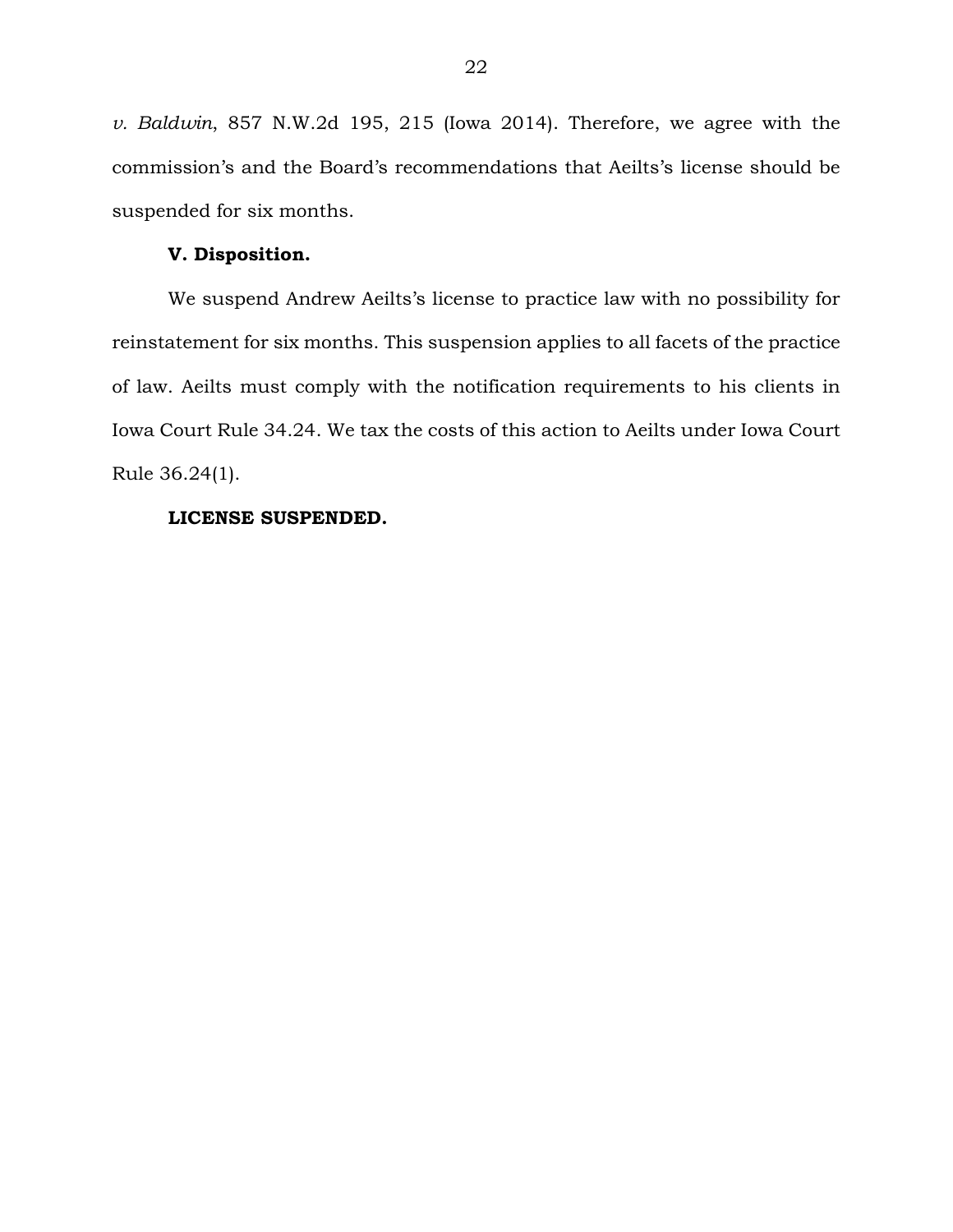*v. Baldwin*, 857 N.W.2d 195, 215 (Iowa 2014). Therefore, we agree with the commission's and the Board's recommendations that Aeilts's license should be suspended for six months.

**V. Disposition.**

We suspend Andrew Aeilts's license to practice law with no possibility for reinstatement for six months. This suspension applies to all facets of the practice of law. Aeilts must comply with the notification requirements to his clients in Iowa Court Rule 34.24. We tax the costs of this action to Aeilts under Iowa Court Rule 36.24(1).

**LICENSE SUSPENDED.**